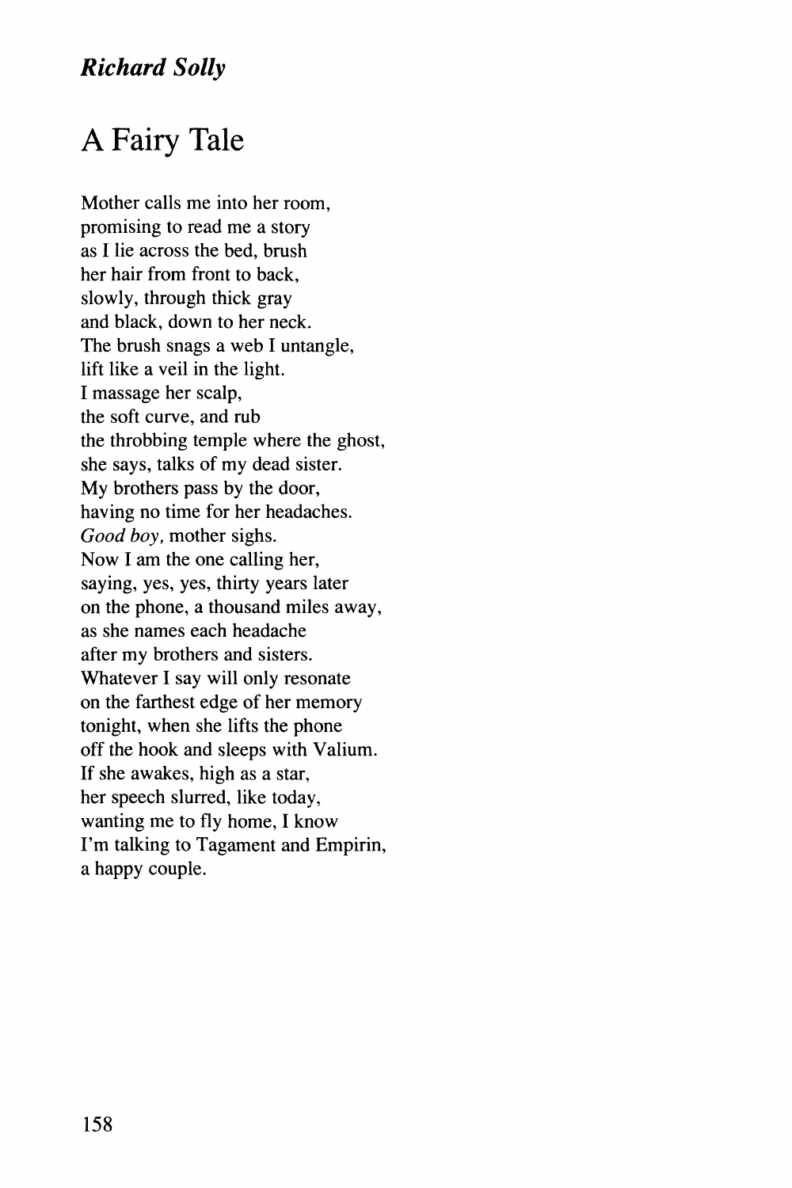***Richard Solly***

# A Fairy Tale

Mother calls me into her room,  
promising to read me a story  
as I lie across the bed, brush  
her hair from front to back,  
slowly, through thick gray  
and black, down to her neck.  
The brush snags a web I untangle,  
lift like a veil in the light.  
I massage her scalp,  
the soft curve, and rub  
the throbbing temple where the ghost,  
she says, talks of my dead sister.  
My brothers pass by the door,  
having no time for her headaches.  
*Good boy,* mother sighs.  
Now I am the one calling her,  
saying, yes, yes, thirty years later  
on the phone, a thousand miles away,  
as she names each headache  
after my brothers and sisters.  
Whatever I say will only resonate  
on the farthest edge of her memory  
tonight, when she lifts the phone  
off the hook and sleeps with Valium.  
If she awakes, high as a star,  
her speech slurred, like today,  
wanting me to fly home, I know  
I'm talking to Tagament and Empirin,  
a happy couple.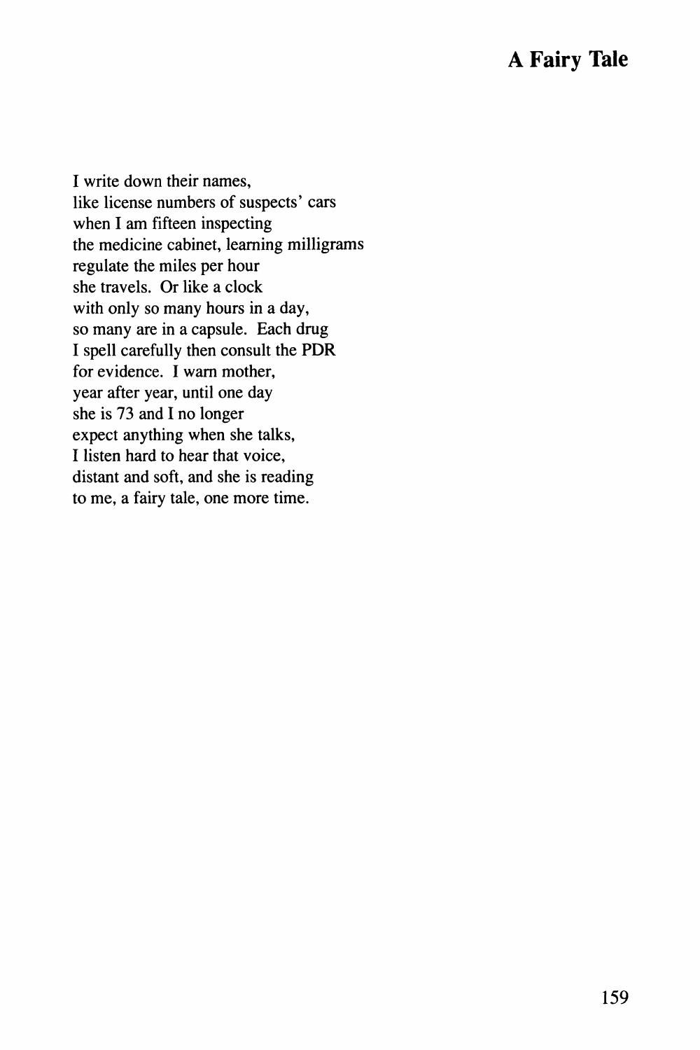## A Fairy Tale

I write down their names,  
like license numbers of suspects' cars  
when I am fifteen inspecting  
the medicine cabinet, learning milligrams  
regulate the miles per hour  
she travels. Or like a clock  
with only so many hours in a day,  
so many are in a capsule. Each drug  
I spell carefully then consult the PDR  
for evidence. I warn mother,  
year after year, until one day  
she is 73 and I no longer  
expect anything when she talks,  
I listen hard to hear that voice,  
distant and soft, and she is reading  
to me, a fairy tale, one more time.